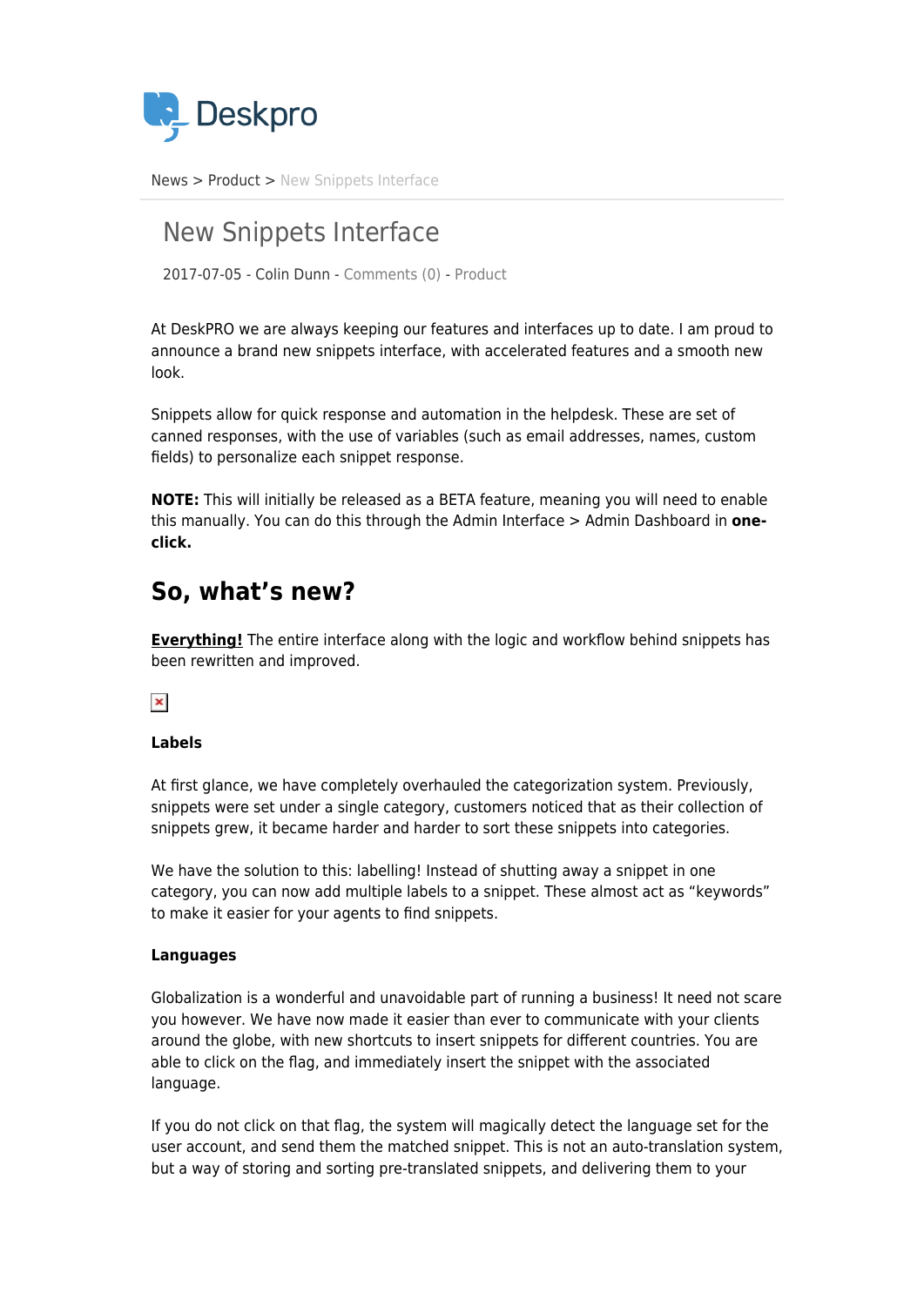News > Product > New Snippets Interface

# New Snippets Interface

2017-07-05 - Colin Dunn - Comments (0) - Product

At DeskPRO we are always keeping our features and interfaces up to date. I am proud to announce a brand new snippets interface, with accelerated features and a smooth new look.

Snippets allow for quick response and automation in the helpdesk. These are set of canned responses, with the use of variables (such as email addresses, names, custom fields) to personalize each snippet response.

**NOTE:** This will initially be released as a BETA feature, meaning you will need to enable this manually. You can do this through the Admin Interface > Admin Dashboard in **one-click.**

## So, what's new?

**Everything!** The entire interface along with the logic and workflow behind snippets has been rewritten and improved.

**Labels**

At first glance, we have completely overhauled the categorization system. Previously, snippets were set under a single category, customers noticed that as their collection of snippets grew, it became harder and harder to sort these snippets into categories.

We have the solution to this: labelling! Instead of shutting away a snippet in one category, you can now add multiple labels to a snippet. These almost act as "keywords" to make it easier for your agents to find snippets.

**Languages**

Globalization is a wonderful and unavoidable part of running a business! It need not scare you however. We have now made it easier than ever to communicate with your clients around the globe, with new shortcuts to insert snippets for different countries. You are able to click on the flag, and immediately insert the snippet with the associated language.

If you do not click on that flag, the system will magically detect the language set for the user account, and send them the matched snippet. This is not an auto-translation system, but a way of storing and sorting pre-translated snippets, and delivering them to your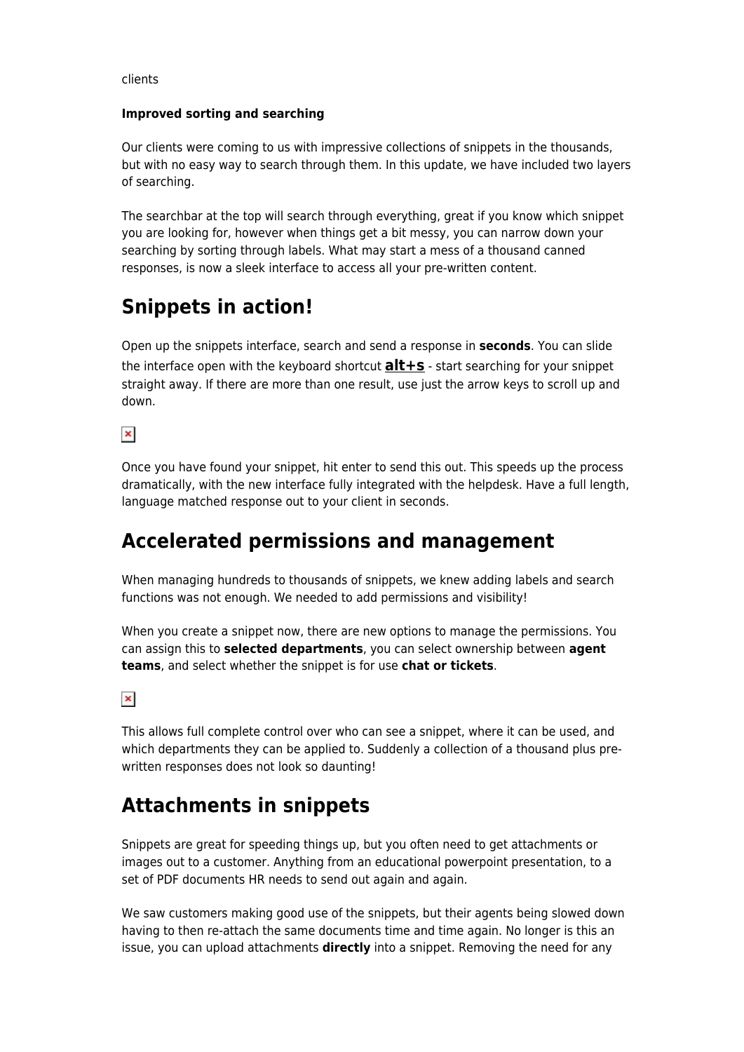clients

**Improved sorting and searching**

Our clients were coming to us with impressive collections of snippets in the thousands, but with no easy way to search through them. In this update, we have included two layers of searching.

The searchbar at the top will search through everything, great if you know which snippet you are looking for, however when things get a bit messy, you can narrow down your searching by sorting through labels. What may start a mess of a thousand canned responses, is now a sleek interface to access all your pre-written content.

## Snippets in action!

Open up the snippets interface, search and send a response in **seconds**. You can slide the interface open with the keyboard shortcut **alt+s** - start searching for your snippet straight away. If there are more than one result, use just the arrow keys to scroll up and down.

Once you have found your snippet, hit enter to send this out. This speeds up the process dramatically, with the new interface fully integrated with the helpdesk. Have a full length, language matched response out to your client in seconds.

## Accelerated permissions and management

When managing hundreds to thousands of snippets, we knew adding labels and search functions was not enough. We needed to add permissions and visibility!

When you create a snippet now, there are new options to manage the permissions. You can assign this to **selected departments**, you can select ownership between **agent teams**, and select whether the snippet is for use **chat or tickets**.

This allows full complete control over who can see a snippet, where it can be used, and which departments they can be applied to. Suddenly a collection of a thousand plus pre-written responses does not look so daunting!

## Attachments in snippets

Snippets are great for speeding things up, but you often need to get attachments or images out to a customer. Anything from an educational powerpoint presentation, to a set of PDF documents HR needs to send out again and again.

We saw customers making good use of the snippets, but their agents being slowed down having to then re-attach the same documents time and time again. No longer is this an issue, you can upload attachments **directly** into a snippet. Removing the need for any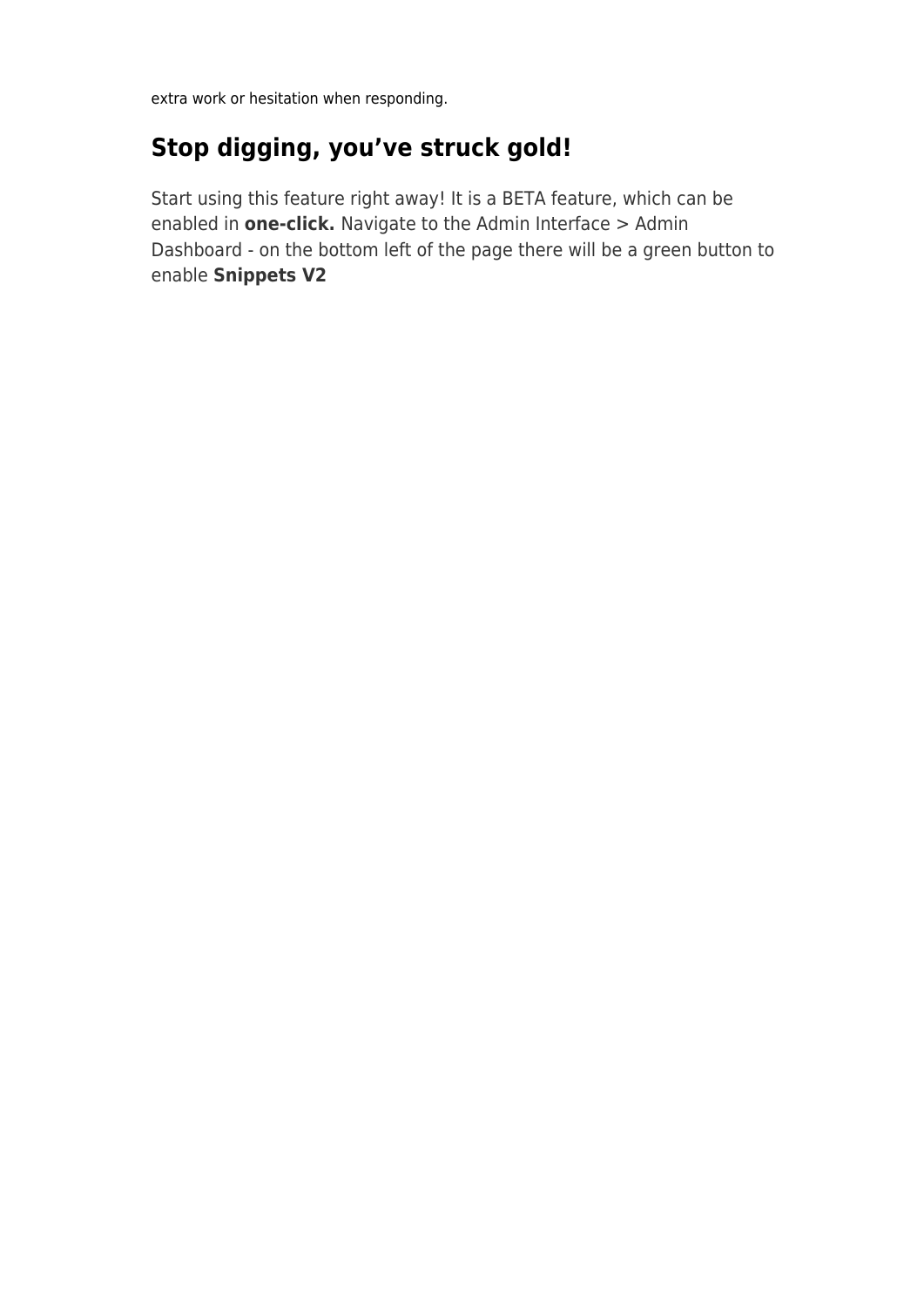extra work or hesitation when responding.

## Stop digging, you've struck gold!

Start using this feature right away! It is a BETA feature, which can be enabled in **one-click.** Navigate to the Admin Interface > Admin Dashboard - on the bottom left of the page there will be a green button to enable **Snippets V2**